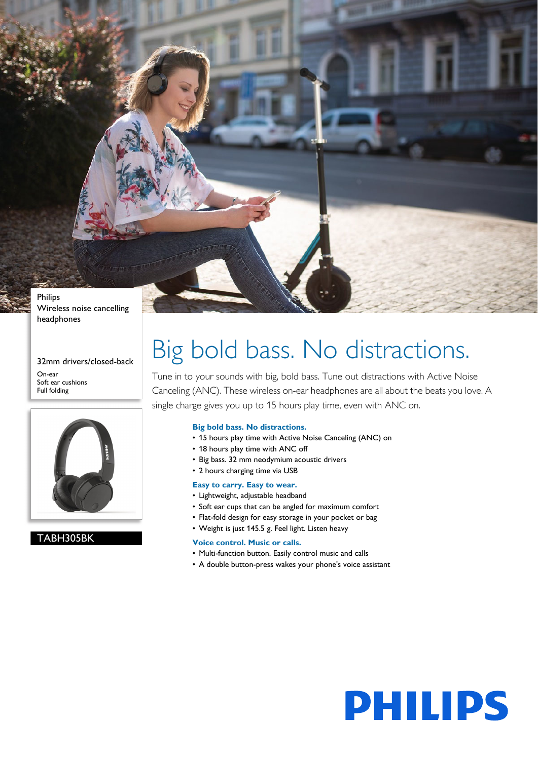Philips
Wireless noise cancelling headphones

32mm drivers/closed-back

On-ear
Soft ear cushions
Full folding

TABH305BK

# Big bold bass. No distractions.

Tune in to your sounds with big, bold bass. Tune out distractions with Active Noise Canceling (ANC). These wireless on-ear headphones are all about the beats you love. A single charge gives you up to 15 hours play time, even with ANC on.

### Big bold bass. No distractions.

- 15 hours play time with Active Noise Canceling (ANC) on
- 18 hours play time with ANC off
- Big bass. 32 mm neodymium acoustic drivers
- 2 hours charging time via USB

### Easy to carry. Easy to wear.

- Lightweight, adjustable headband
- Soft ear cups that can be angled for maximum comfort
- Flat-fold design for easy storage in your pocket or bag
- Weight is just 145.5 g. Feel light. Listen heavy

### Voice control. Music or calls.

- Multi-function button. Easily control music and calls
- A double button-press wakes your phone's voice assistant

PHILIPS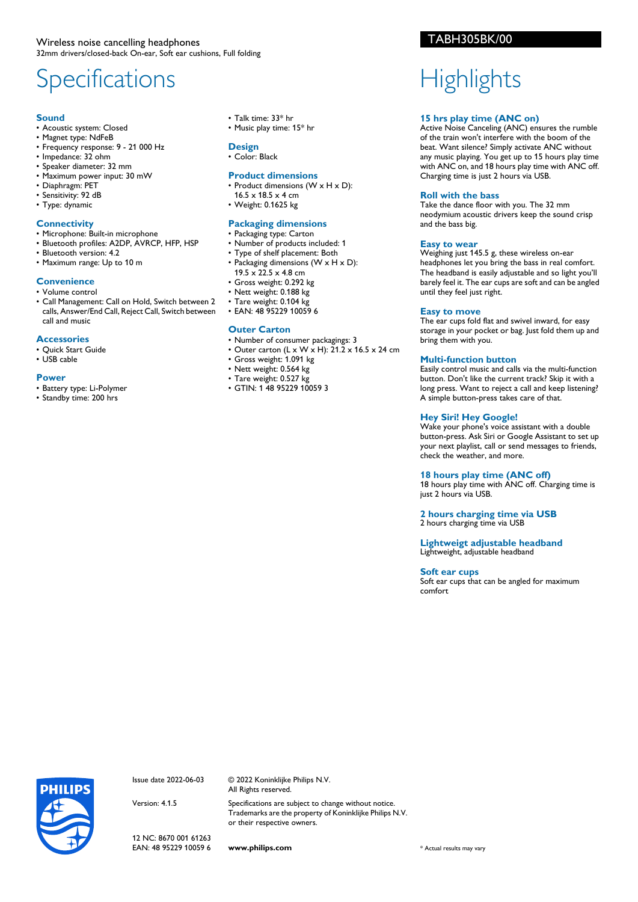Wireless noise cancelling headphones
32mm drivers/closed-back On-ear, Soft ear cushions, Full folding

TABH305BK/00

# Specifications

## Sound
- Acoustic system: Closed
- Magnet type: NdFeB
- Frequency response: 9 - 21 000 Hz
- Impedance: 32 ohm
- Speaker diameter: 32 mm
- Maximum power input: 30 mW
- Diaphragm: PET
- Sensitivity: 92 dB
- Type: dynamic

## Connectivity
- Microphone: Built-in microphone
- Bluetooth profiles: A2DP, AVRCP, HFP, HSP
- Bluetooth version: 4.2
- Maximum range: Up to 10 m

## Convenience
- Volume control
- Call Management: Call on Hold, Switch between 2 calls, Answer/End Call, Reject Call, Switch between call and music

## Accessories
- Quick Start Guide
- USB cable

## Power
- Battery type: Li-Polymer
- Standby time: 200 hrs
- Talk time: 33* hr
- Music play time: 15* hr

## Design
- Color: Black

## Product dimensions
- Product dimensions (W x H x D): 16.5 x 18.5 x 4 cm
- Weight: 0.1625 kg

## Packaging dimensions
- Packaging type: Carton
- Number of products included: 1
- Type of shelf placement: Both
- Packaging dimensions (W x H x D): 19.5 x 22.5 x 4.8 cm
- Gross weight: 0.292 kg
- Nett weight: 0.188 kg
- Tare weight: 0.104 kg
- EAN: 48 95229 10059 6

## Outer Carton
- Number of consumer packagings: 3
- Outer carton (L x W x H): 21.2 x 16.5 x 24 cm
- Gross weight: 1.091 kg
- Nett weight: 0.564 kg
- Tare weight: 0.527 kg
- GTIN: 1 48 95229 10059 3

# Highlights

## 15 hrs play time (ANC on)
Active Noise Canceling (ANC) ensures the rumble of the train won't interfere with the boom of the beat. Want silence? Simply activate ANC without any music playing. You get up to 15 hours play time with ANC on, and 18 hours play time with ANC off. Charging time is just 2 hours via USB.

## Roll with the bass
Take the dance floor with you. The 32 mm neodymium acoustic drivers keep the sound crisp and the bass big.

## Easy to wear
Weighing just 145.5 g, these wireless on-ear headphones let you bring the bass in real comfort. The headband is easily adjustable and so light you'll barely feel it. The ear cups are soft and can be angled until they feel just right.

## Easy to move
The ear cups fold flat and swivel inward, for easy storage in your pocket or bag. Just fold them up and bring them with you.

## Multi-function button
Easily control music and calls via the multi-function button. Don't like the current track? Skip it with a long press. Want to reject a call and keep listening? A simple button-press takes care of that.

## Hey Siri! Hey Google!
Wake your phone's voice assistant with a double button-press. Ask Siri or Google Assistant to set up your next playlist, call or send messages to friends, check the weather, and more.

## 18 hours play time (ANC off)
18 hours play time with ANC off. Charging time is just 2 hours via USB.

## 2 hours charging time via USB
2 hours charging time via USB

## Lightweigt adjustable headband
Lightweight, adjustable headband

## Soft ear cups
Soft ear cups that can be angled for maximum comfort

Issue date 2022-06-03

Version: 4.1.5

12 NC: 8670 001 61263
EAN: 48 95229 10059 6

© 2022 Koninklijke Philips N.V.
All Rights reserved.

Specifications are subject to change without notice. Trademarks are the property of Koninklijke Philips N.V. or their respective owners.

**www.philips.com**

* Actual results may vary